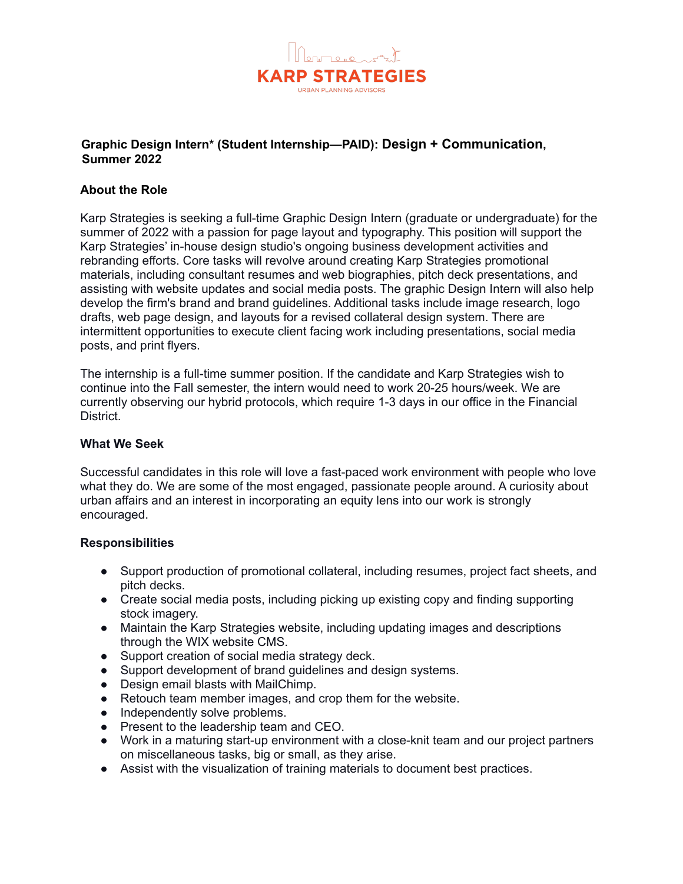KARP STRATEGIES

URBAN PLANNING ADVISORS

# Graphic Design Intern* (Student Internship—PAID): Design + Communication, Summer 2022

## About the Role

Karp Strategies is seeking a full-time Graphic Design Intern (graduate or undergraduate) for the summer of 2022 with a passion for page layout and typography. This position will support the Karp Strategies' in-house design studio's ongoing business development activities and rebranding efforts. Core tasks will revolve around creating Karp Strategies promotional materials, including consultant resumes and web biographies, pitch deck presentations, and assisting with website updates and social media posts. The graphic Design Intern will also help develop the firm's brand and brand guidelines. Additional tasks include image research, logo drafts, web page design, and layouts for a revised collateral design system. There are intermittent opportunities to execute client facing work including presentations, social media posts, and print flyers.

The internship is a full-time summer position. If the candidate and Karp Strategies wish to continue into the Fall semester, the intern would need to work 20-25 hours/week. We are currently observing our hybrid protocols, which require 1-3 days in our office in the Financial District.

## What We Seek

Successful candidates in this role will love a fast-paced work environment with people who love what they do. We are some of the most engaged, passionate people around. A curiosity about urban affairs and an interest in incorporating an equity lens into our work is strongly encouraged.

## Responsibilities

- Support production of promotional collateral, including resumes, project fact sheets, and pitch decks.
- Create social media posts, including picking up existing copy and finding supporting stock imagery.
- Maintain the Karp Strategies website, including updating images and descriptions through the WIX website CMS.
- Support creation of social media strategy deck.
- Support development of brand guidelines and design systems.
- Design email blasts with MailChimp.
- Retouch team member images, and crop them for the website.
- Independently solve problems.
- Present to the leadership team and CEO.
- Work in a maturing start-up environment with a close-knit team and our project partners on miscellaneous tasks, big or small, as they arise.
- Assist with the visualization of training materials to document best practices.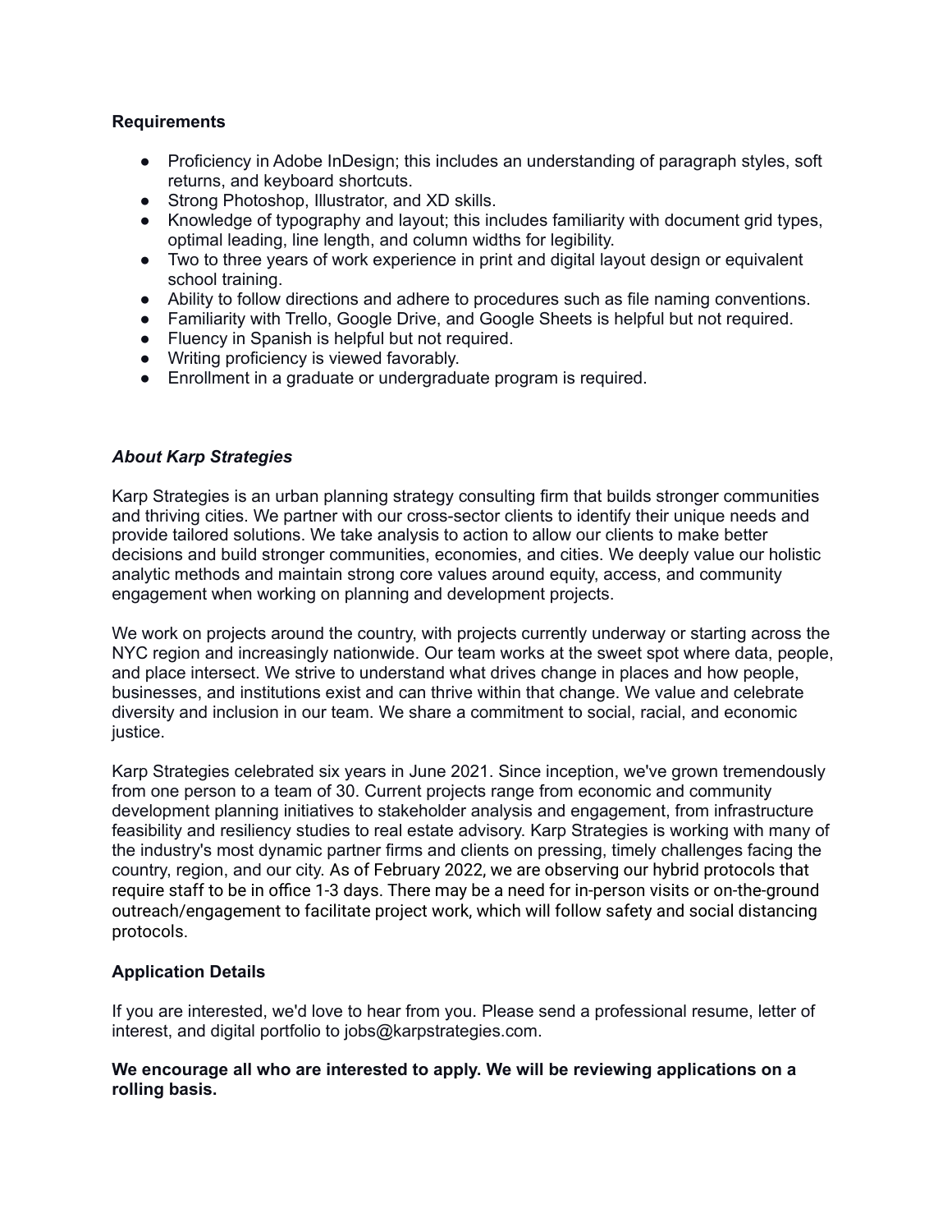**Requirements**

- Proficiency in Adobe InDesign; this includes an understanding of paragraph styles, soft returns, and keyboard shortcuts.
- Strong Photoshop, Illustrator, and XD skills.
- Knowledge of typography and layout; this includes familiarity with document grid types, optimal leading, line length, and column widths for legibility.
- Two to three years of work experience in print and digital layout design or equivalent school training.
- Ability to follow directions and adhere to procedures such as file naming conventions.
- Familiarity with Trello, Google Drive, and Google Sheets is helpful but not required.
- Fluency in Spanish is helpful but not required.
- Writing proficiency is viewed favorably.
- Enrollment in a graduate or undergraduate program is required.

***About Karp Strategies***

Karp Strategies is an urban planning strategy consulting firm that builds stronger communities and thriving cities. We partner with our cross-sector clients to identify their unique needs and provide tailored solutions. We take analysis to action to allow our clients to make better decisions and build stronger communities, economies, and cities. We deeply value our holistic analytic methods and maintain strong core values around equity, access, and community engagement when working on planning and development projects.

We work on projects around the country, with projects currently underway or starting across the NYC region and increasingly nationwide. Our team works at the sweet spot where data, people, and place intersect. We strive to understand what drives change in places and how people, businesses, and institutions exist and can thrive within that change. We value and celebrate diversity and inclusion in our team. We share a commitment to social, racial, and economic justice.

Karp Strategies celebrated six years in June 2021. Since inception, we've grown tremendously from one person to a team of 30. Current projects range from economic and community development planning initiatives to stakeholder analysis and engagement, from infrastructure feasibility and resiliency studies to real estate advisory. Karp Strategies is working with many of the industry's most dynamic partner firms and clients on pressing, timely challenges facing the country, region, and our city. As of February 2022, we are observing our hybrid protocols that require staff to be in office 1-3 days. There may be a need for in-person visits or on-the-ground outreach/engagement to facilitate project work, which will follow safety and social distancing protocols.

**Application Details**

If you are interested, we'd love to hear from you. Please send a professional resume, letter of interest, and digital portfolio to jobs@karpstrategies.com.

**We encourage all who are interested to apply. We will be reviewing applications on a rolling basis.**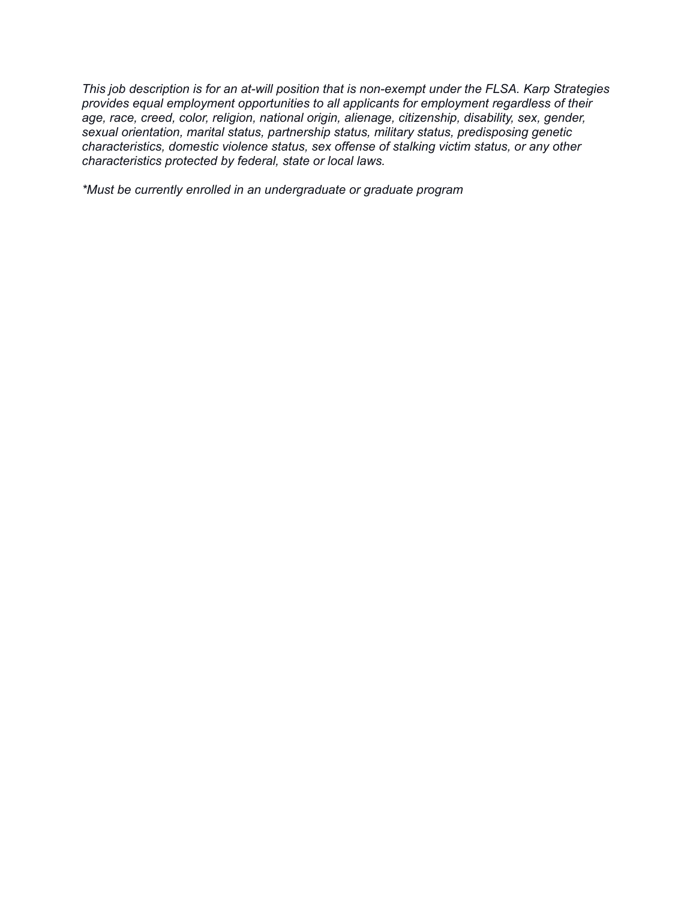*This job description is for an at-will position that is non-exempt under the FLSA. Karp Strategies provides equal employment opportunities to all applicants for employment regardless of their age, race, creed, color, religion, national origin, alienage, citizenship, disability, sex, gender, sexual orientation, marital status, partnership status, military status, predisposing genetic characteristics, domestic violence status, sex offense of stalking victim status, or any other characteristics protected by federal, state or local laws.*

*\*Must be currently enrolled in an undergraduate or graduate program*